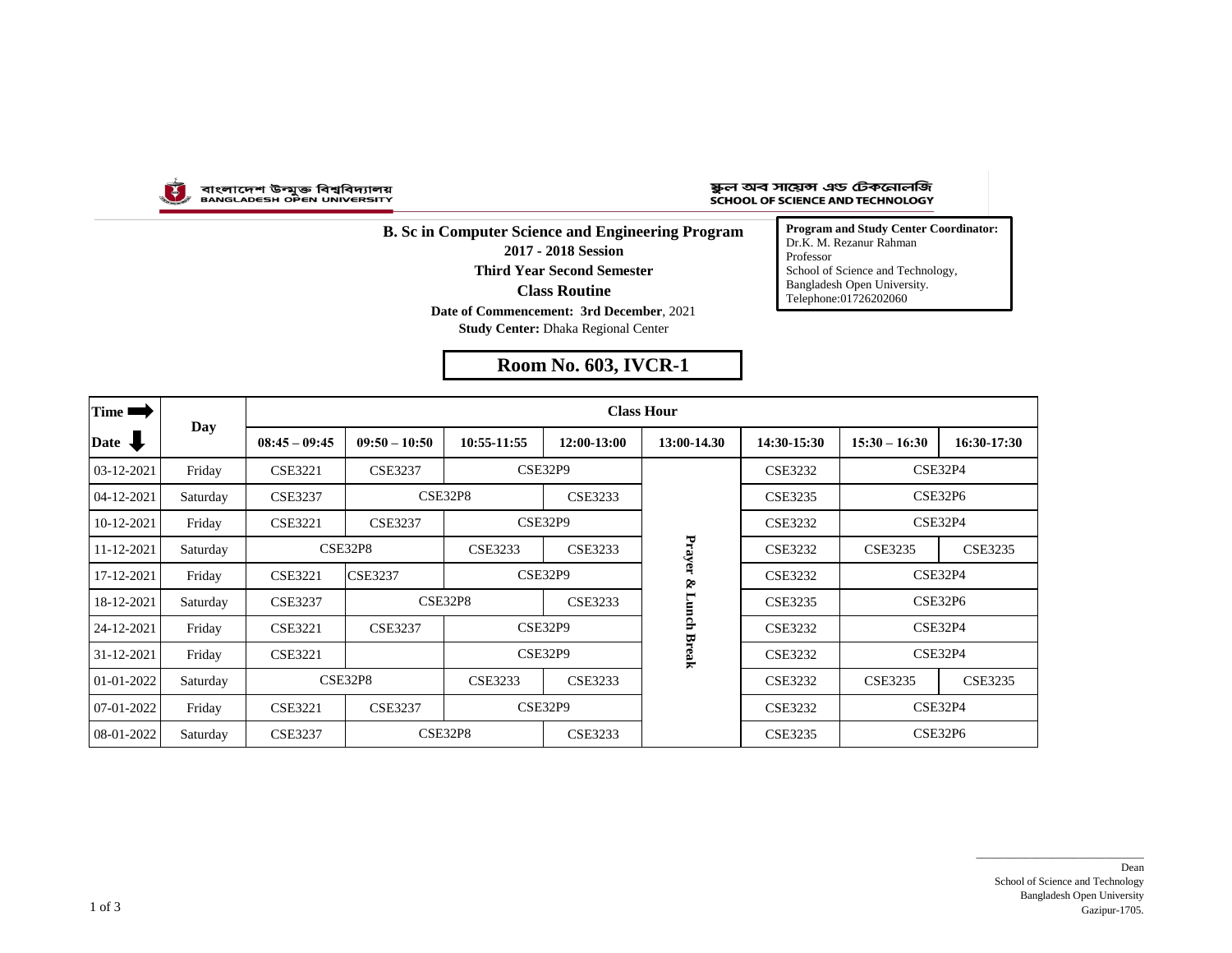বাংলাদেশ উন্মুক্ত বিশ্ববিদ্যালয়
BANGLADESH OPEN UNIVERSITY

স্কুল অব সায়েন্স এন্ড টেকনোলজি
SCHOOL OF SCIENCE AND TECHNOLOGY

**B. Sc in Computer Science and Engineering Program**
**2017 - 2018 Session**
**Third Year Second Semester**
**Class Routine**
**Date of Commencement: 3rd December**, 2021
**Study Center:** Dhaka Regional Center

**Program and Study Center Coordinator:**
Dr.K. M. Rezanur Rahman
Professor
School of Science and Technology,
Bangladesh Open University.
Telephone:01726202060

## Room No. 603, IVCR-1

| Time / Date | Day | 08:45 – 09:45 | 09:50 – 10:50 | 10:55-11:55 | 12:00-13:00 | 13:00-14.30 | 14:30-15:30 | 15:30 – 16:30 | 16:30-17:30 |
|---|---|---|---|---|---|---|---|---|---|
| 03-12-2021 | Friday | CSE3221 | CSE3237 | CSE32P9 | | Prayer & Lunch Break | CSE3232 | CSE32P4 | |
| 04-12-2021 | Saturday | CSE3237 | CSE32P8 | | CSE3233 | | CSE3235 | CSE32P6 | |
| 10-12-2021 | Friday | CSE3221 | CSE3237 | CSE32P9 | | | CSE3232 | CSE32P4 | |
| 11-12-2021 | Saturday | CSE32P8 | | CSE3233 | CSE3233 | | CSE3232 | CSE3235 | CSE3235 |
| 17-12-2021 | Friday | CSE3221 | CSE3237 | CSE32P9 | | | CSE3232 | CSE32P4 | |
| 18-12-2021 | Saturday | CSE3237 | CSE32P8 | | CSE3233 | | CSE3235 | CSE32P6 | |
| 24-12-2021 | Friday | CSE3221 | CSE3237 | CSE32P9 | | | CSE3232 | CSE32P4 | |
| 31-12-2021 | Friday | CSE3221 | | CSE32P9 | | | CSE3232 | CSE32P4 | |
| 01-01-2022 | Saturday | CSE32P8 | | CSE3233 | CSE3233 | | CSE3232 | CSE3235 | CSE3235 |
| 07-01-2022 | Friday | CSE3221 | CSE3237 | CSE32P9 | | | CSE3232 | CSE32P4 | |
| 08-01-2022 | Saturday | CSE3237 | CSE32P8 | | CSE3233 | | CSE3235 | CSE32P6 | |

Dean
School of Science and Technology
Bangladesh Open University
Gazipur-1705.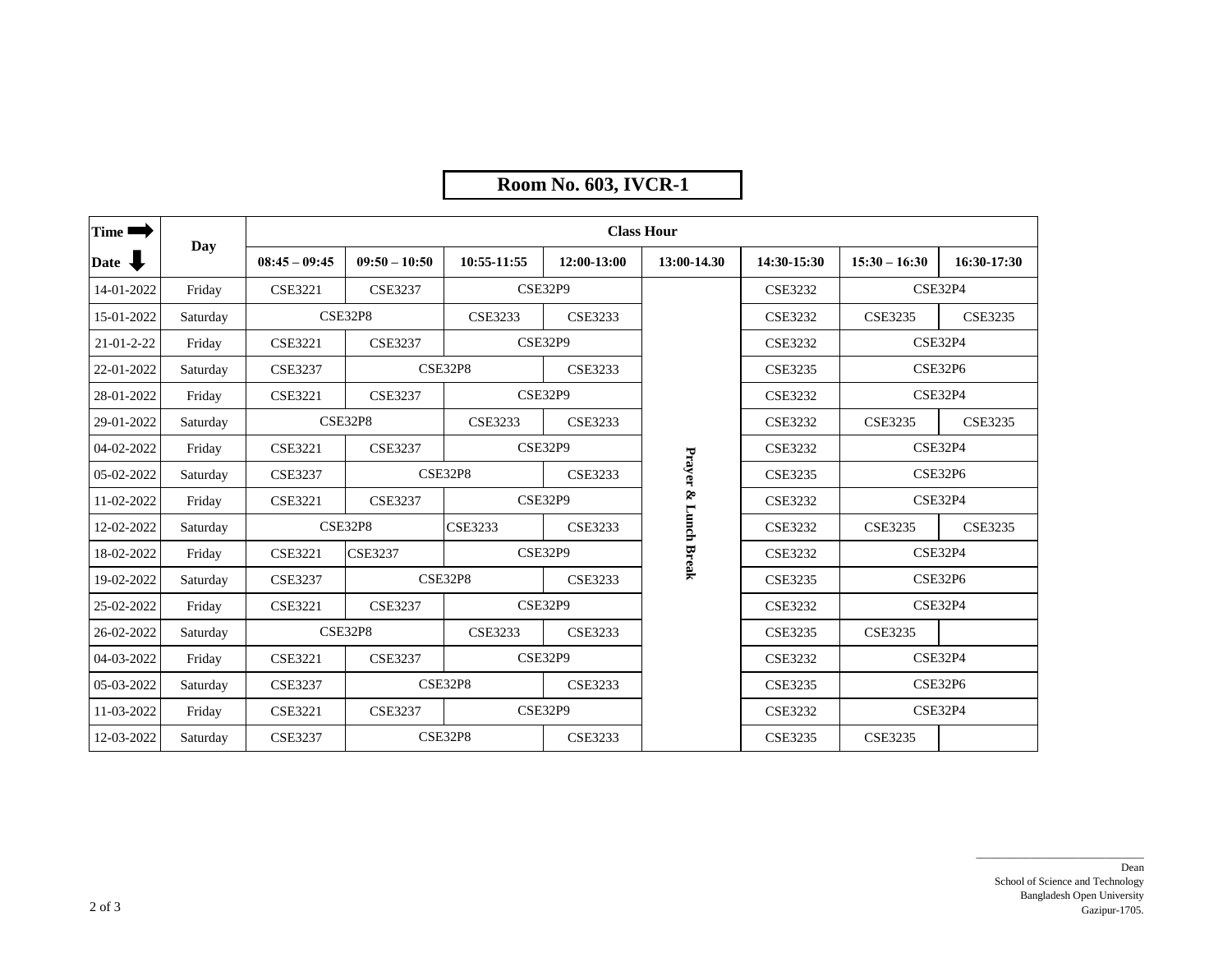## Room No. 603, IVCR-1

| Time ➡ Date ⬇ | Day | Class Hour | | | | | | | |
|---|---|---|---|---|---|---|---|---|---|
| | | 08:45 – 09:45 | 09:50 – 10:50 | 10:55-11:55 | 12:00-13:00 | 13:00-14.30 | 14:30-15:30 | 15:30 – 16:30 | 16:30-17:30 |
| 14-01-2022 | Friday | CSE3221 | CSE3237 | CSE32P9 | | Prayer & Lunch Break | CSE3232 | CSE32P4 | |
| 15-01-2022 | Saturday | CSE32P8 | | CSE3233 | CSE3233 | | CSE3232 | CSE3235 | CSE3235 |
| 21-01-2-22 | Friday | CSE3221 | CSE3237 | CSE32P9 | | | CSE3232 | CSE32P4 | |
| 22-01-2022 | Saturday | CSE3237 | CSE32P8 | | CSE3233 | | CSE3235 | CSE32P6 | |
| 28-01-2022 | Friday | CSE3221 | CSE3237 | CSE32P9 | | | CSE3232 | CSE32P4 | |
| 29-01-2022 | Saturday | CSE32P8 | | CSE3233 | CSE3233 | | CSE3232 | CSE3235 | CSE3235 |
| 04-02-2022 | Friday | CSE3221 | CSE3237 | CSE32P9 | | | CSE3232 | CSE32P4 | |
| 05-02-2022 | Saturday | CSE3237 | CSE32P8 | | CSE3233 | | CSE3235 | CSE32P6 | |
| 11-02-2022 | Friday | CSE3221 | CSE3237 | CSE32P9 | | | CSE3232 | CSE32P4 | |
| 12-02-2022 | Saturday | CSE32P8 | | CSE3233 | CSE3233 | | CSE3232 | CSE3235 | CSE3235 |
| 18-02-2022 | Friday | CSE3221 | CSE3237 | CSE32P9 | | | CSE3232 | CSE32P4 | |
| 19-02-2022 | Saturday | CSE3237 | CSE32P8 | | CSE3233 | | CSE3235 | CSE32P6 | |
| 25-02-2022 | Friday | CSE3221 | CSE3237 | CSE32P9 | | | CSE3232 | CSE32P4 | |
| 26-02-2022 | Saturday | CSE32P8 | | CSE3233 | CSE3233 | | CSE3235 | CSE3235 | |
| 04-03-2022 | Friday | CSE3221 | CSE3237 | CSE32P9 | | | CSE3232 | CSE32P4 | |
| 05-03-2022 | Saturday | CSE3237 | CSE32P8 | | CSE3233 | | CSE3235 | CSE32P6 | |
| 11-03-2022 | Friday | CSE3221 | CSE3237 | CSE32P9 | | | CSE3232 | CSE32P4 | |
| 12-03-2022 | Saturday | CSE3237 | CSE32P8 | | CSE3233 | | CSE3235 | CSE3235 | |

Dean
School of Science and Technology
Bangladesh Open University
Gazipur-1705.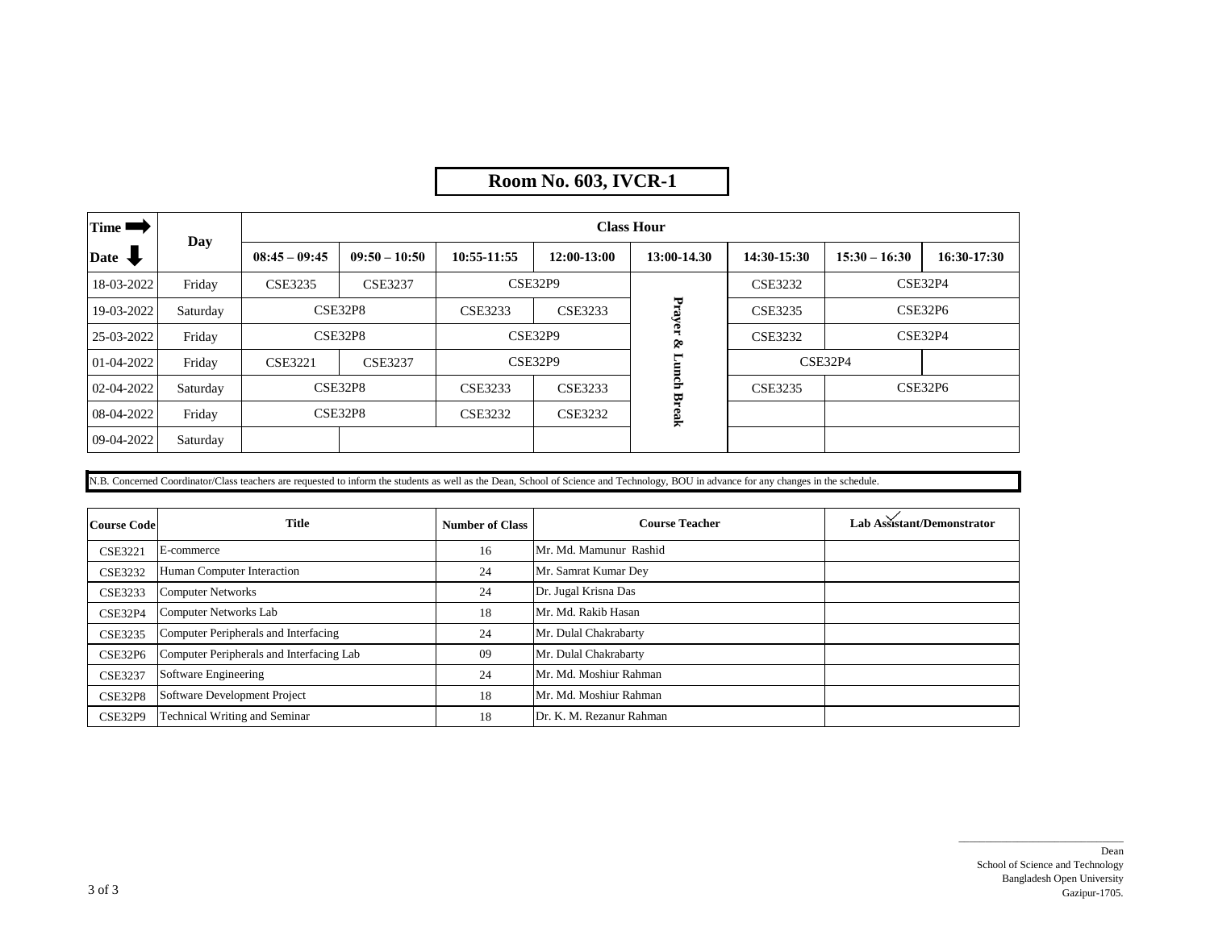## Room No. 603, IVCR-1

| Time ➡ / Date ⬇ | Day | Class Hour | | | | | | | |
|---|---|---|---|---|---|---|---|---|---|
| | | 08:45 – 09:45 | 09:50 – 10:50 | 10:55-11:55 | 12:00-13:00 | 13:00-14.30 | 14:30-15:30 | 15:30 – 16:30 | 16:30-17:30 |
| 18-03-2022 | Friday | CSE3235 | CSE3237 | CSE32P9 | | Prayer & Lunch Break | CSE3232 | CSE32P4 | |
| 19-03-2022 | Saturday | CSE32P8 | | CSE3233 | CSE3233 | | CSE3235 | CSE32P6 | |
| 25-03-2022 | Friday | CSE32P8 | | CSE32P9 | | | CSE3232 | CSE32P4 | |
| 01-04-2022 | Friday | CSE3221 | CSE3237 | CSE32P9 | | | CSE32P4 | | |
| 02-04-2022 | Saturday | CSE32P8 | | CSE3233 | CSE3233 | | CSE3235 | CSE32P6 | |
| 08-04-2022 | Friday | CSE32P8 | | CSE3232 | CSE3232 | | | | |
| 09-04-2022 | Saturday | | | | | | | | |

N.B. Concerned Coordinator/Class teachers are requested to inform the students as well as the Dean, School of Science and Technology, BOU in advance for any changes in the schedule.

| Course Code | Title | Number of Class | Course Teacher | Lab Assistant/Demonstrator |
|---|---|---|---|---|
| CSE3221 | E-commerce | 16 | Mr. Md. Mamunur Rashid | |
| CSE3232 | Human Computer Interaction | 24 | Mr. Samrat Kumar Dey | |
| CSE3233 | Computer Networks | 24 | Dr. Jugal Krisna Das | |
| CSE32P4 | Computer Networks Lab | 18 | Mr. Md. Rakib Hasan | |
| CSE3235 | Computer Peripherals and Interfacing | 24 | Mr. Dulal Chakrabarty | |
| CSE32P6 | Computer Peripherals and Interfacing Lab | 09 | Mr. Dulal Chakrabarty | |
| CSE3237 | Software Engineering | 24 | Mr. Md. Moshiur Rahman | |
| CSE32P8 | Software Development Project | 18 | Mr. Md. Moshiur Rahman | |
| CSE32P9 | Technical Writing and Seminar | 18 | Dr. K. M. Rezanur Rahman | |

Dean
School of Science and Technology
Bangladesh Open University
Gazipur-1705.